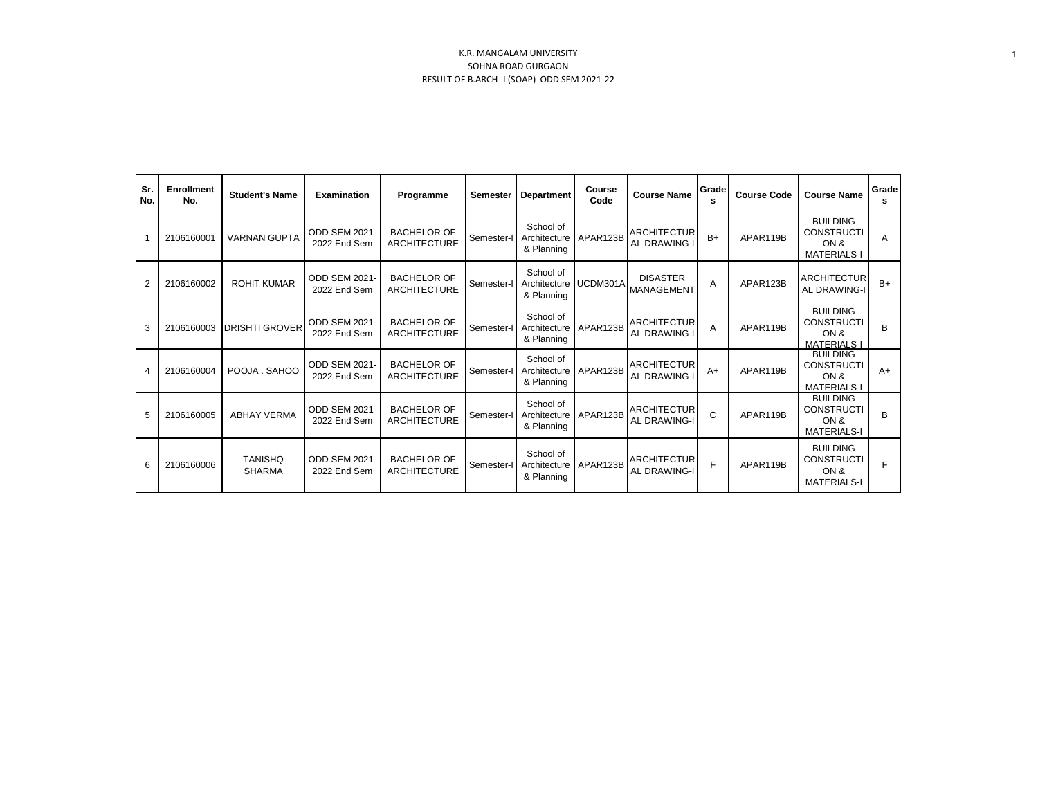K.R. MANGALAM UNIVERSITY

SOHNA ROAD GURGAON

RESULT OF B.ARCH- I (SOAP) ODD SEM 2021-22

| Sr. No. | Enrollment No. | Student's Name | Examination | Programme | Semester | Department | Course Code | Course Name | Grades | Course Code | Course Name | Grades |
|---|---|---|---|---|---|---|---|---|---|---|---|---|
| 1 | 2106160001 | VARNAN GUPTA | ODD SEM 2021-2022 End Sem | BACHELOR OF ARCHITECTURE | Semester-I | School of Architecture & Planning | APAR123B | ARCHITECTURAL DRAWING-I | B+ | APAR119B | BUILDING CONSTRUCTION & MATERIALS-I | A |
| 2 | 2106160002 | ROHIT KUMAR | ODD SEM 2021-2022 End Sem | BACHELOR OF ARCHITECTURE | Semester-I | School of Architecture & Planning | UCDM301A | DISASTER MANAGEMENT | A | APAR123B | ARCHITECTURAL DRAWING-I | B+ |
| 3 | 2106160003 | DRISHTI GROVER | ODD SEM 2021-2022 End Sem | BACHELOR OF ARCHITECTURE | Semester-I | School of Architecture & Planning | APAR123B | ARCHITECTURAL DRAWING-I | A | APAR119B | BUILDING CONSTRUCTION & MATERIALS-I | B |
| 4 | 2106160004 | POOJA . SAHOO | ODD SEM 2021-2022 End Sem | BACHELOR OF ARCHITECTURE | Semester-I | School of Architecture & Planning | APAR123B | ARCHITECTURAL DRAWING-I | A+ | APAR119B | BUILDING CONSTRUCTION & MATERIALS-I | A+ |
| 5 | 2106160005 | ABHAY VERMA | ODD SEM 2021-2022 End Sem | BACHELOR OF ARCHITECTURE | Semester-I | School of Architecture & Planning | APAR123B | ARCHITECTURAL DRAWING-I | C | APAR119B | BUILDING CONSTRUCTION & MATERIALS-I | B |
| 6 | 2106160006 | TANISHQ SHARMA | ODD SEM 2021-2022 End Sem | BACHELOR OF ARCHITECTURE | Semester-I | School of Architecture & Planning | APAR123B | ARCHITECTURAL DRAWING-I | F | APAR119B | BUILDING CONSTRUCTION & MATERIALS-I | F |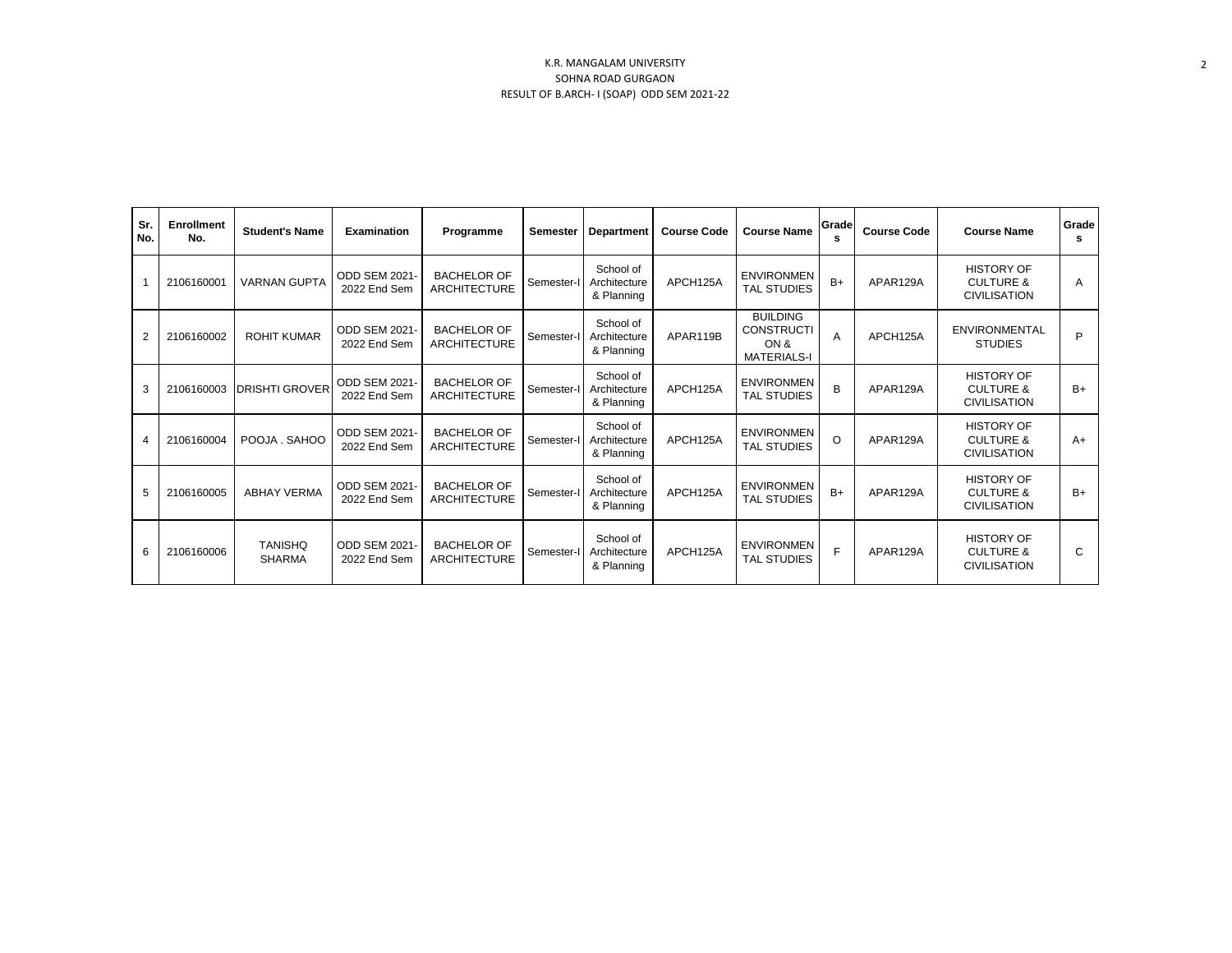K.R. MANGALAM UNIVERSITY
SOHNA ROAD GURGAON
RESULT OF B.ARCH- I (SOAP) ODD SEM 2021-22

| Sr. No. | Enrollment No. | Student's Name | Examination | Programme | Semester | Department | Course Code | Course Name | Grades | Course Code | Course Name | Grades |
|---|---|---|---|---|---|---|---|---|---|---|---|---|
| 1 | 2106160001 | VARNAN GUPTA | ODD SEM 2021-2022 End Sem | BACHELOR OF ARCHITECTURE | Semester-I | School of Architecture & Planning | APCH125A | ENVIRONMENTAL STUDIES | B+ | APAR129A | HISTORY OF CULTURE & CIVILISATION | A |
| 2 | 2106160002 | ROHIT KUMAR | ODD SEM 2021-2022 End Sem | BACHELOR OF ARCHITECTURE | Semester-I | School of Architecture & Planning | APAR119B | BUILDING CONSTRUCTION & MATERIALS-I | A | APCH125A | ENVIRONMENTAL STUDIES | P |
| 3 | 2106160003 | DRISHTI GROVER | ODD SEM 2021-2022 End Sem | BACHELOR OF ARCHITECTURE | Semester-I | School of Architecture & Planning | APCH125A | ENVIRONMENTAL STUDIES | B | APAR129A | HISTORY OF CULTURE & CIVILISATION | B+ |
| 4 | 2106160004 | POOJA . SAHOO | ODD SEM 2021-2022 End Sem | BACHELOR OF ARCHITECTURE | Semester-I | School of Architecture & Planning | APCH125A | ENVIRONMENTAL STUDIES | O | APAR129A | HISTORY OF CULTURE & CIVILISATION | A+ |
| 5 | 2106160005 | ABHAY VERMA | ODD SEM 2021-2022 End Sem | BACHELOR OF ARCHITECTURE | Semester-I | School of Architecture & Planning | APCH125A | ENVIRONMENTAL STUDIES | B+ | APAR129A | HISTORY OF CULTURE & CIVILISATION | B+ |
| 6 | 2106160006 | TANISHQ SHARMA | ODD SEM 2021-2022 End Sem | BACHELOR OF ARCHITECTURE | Semester-I | School of Architecture & Planning | APCH125A | ENVIRONMENTAL STUDIES | F | APAR129A | HISTORY OF CULTURE & CIVILISATION | C |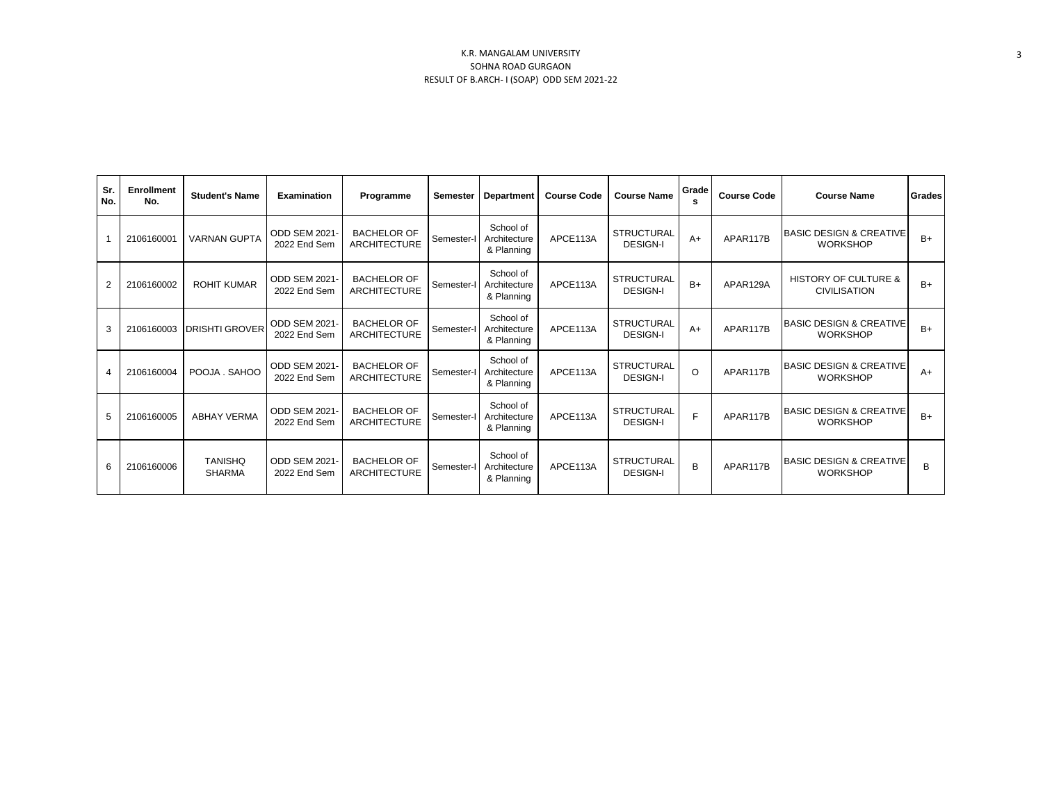K.R. MANGALAM UNIVERSITY
SOHNA ROAD GURGAON
RESULT OF B.ARCH- I (SOAP) ODD SEM 2021-22

| Sr. No. | Enrollment No. | Student's Name | Examination | Programme | Semester | Department | Course Code | Course Name | Grades | Course Code | Course Name | Grades |
|---|---|---|---|---|---|---|---|---|---|---|---|---|
| 1 | 2106160001 | VARNAN GUPTA | ODD SEM 2021-2022 End Sem | BACHELOR OF ARCHITECTURE | Semester-I | School of Architecture & Planning | APCE113A | STRUCTURAL DESIGN-I | A+ | APAR117B | BASIC DESIGN & CREATIVE WORKSHOP | B+ |
| 2 | 2106160002 | ROHIT KUMAR | ODD SEM 2021-2022 End Sem | BACHELOR OF ARCHITECTURE | Semester-I | School of Architecture & Planning | APCE113A | STRUCTURAL DESIGN-I | B+ | APAR129A | HISTORY OF CULTURE & CIVILISATION | B+ |
| 3 | 2106160003 | DRISHTI GROVER | ODD SEM 2021-2022 End Sem | BACHELOR OF ARCHITECTURE | Semester-I | School of Architecture & Planning | APCE113A | STRUCTURAL DESIGN-I | A+ | APAR117B | BASIC DESIGN & CREATIVE WORKSHOP | B+ |
| 4 | 2106160004 | POOJA . SAHOO | ODD SEM 2021-2022 End Sem | BACHELOR OF ARCHITECTURE | Semester-I | School of Architecture & Planning | APCE113A | STRUCTURAL DESIGN-I | O | APAR117B | BASIC DESIGN & CREATIVE WORKSHOP | A+ |
| 5 | 2106160005 | ABHAY VERMA | ODD SEM 2021-2022 End Sem | BACHELOR OF ARCHITECTURE | Semester-I | School of Architecture & Planning | APCE113A | STRUCTURAL DESIGN-I | F | APAR117B | BASIC DESIGN & CREATIVE WORKSHOP | B+ |
| 6 | 2106160006 | TANISHQ SHARMA | ODD SEM 2021-2022 End Sem | BACHELOR OF ARCHITECTURE | Semester-I | School of Architecture & Planning | APCE113A | STRUCTURAL DESIGN-I | B | APAR117B | BASIC DESIGN & CREATIVE WORKSHOP | B |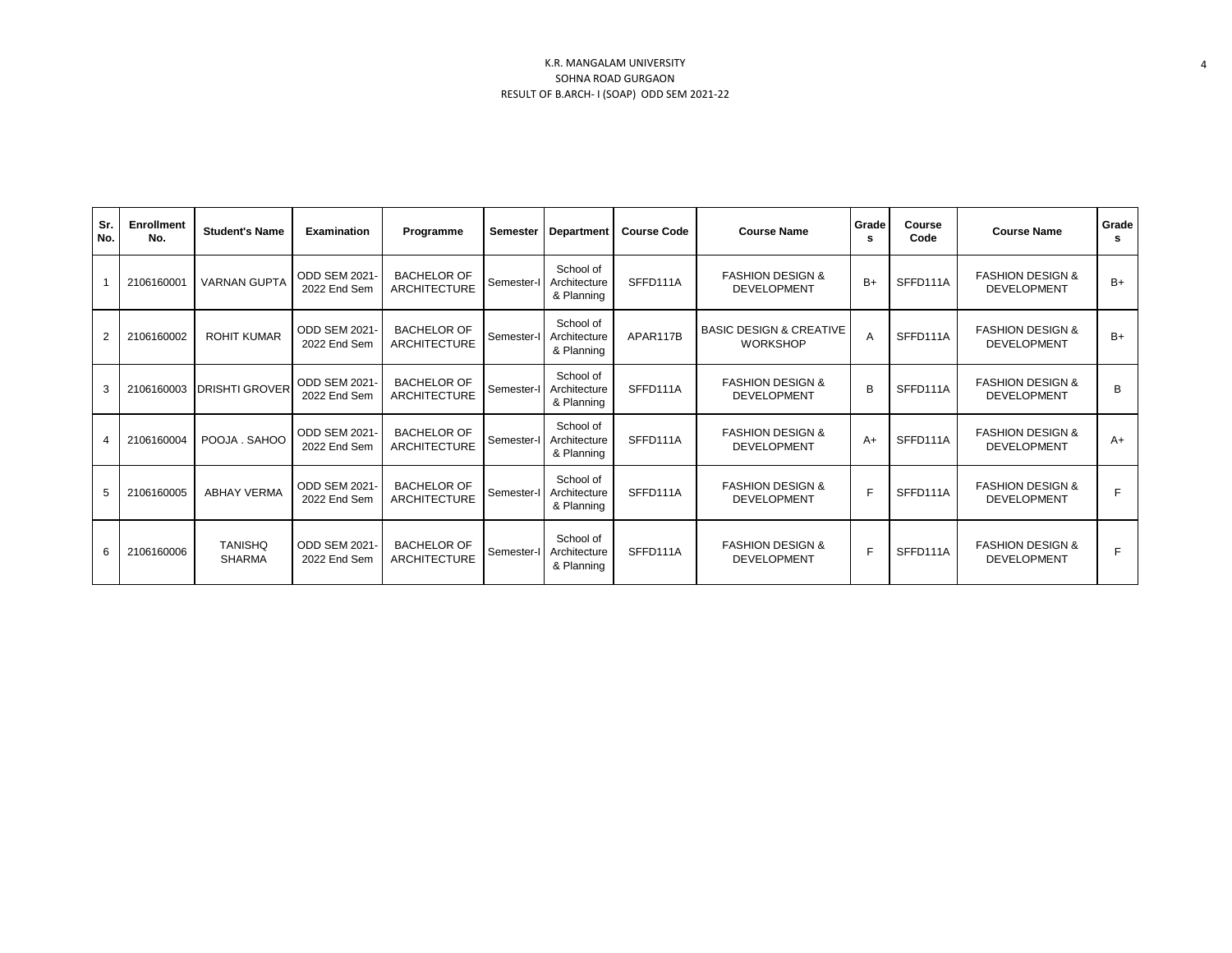K.R. MANGALAM UNIVERSITY

SOHNA ROAD GURGAON

RESULT OF B.ARCH- I (SOAP) ODD SEM 2021-22

| Sr. No. | Enrollment No. | Student's Name | Examination | Programme | Semester | Department | Course Code | Course Name | Grades | Course Code | Course Name | Grades |
|---|---|---|---|---|---|---|---|---|---|---|---|---|
| 1 | 2106160001 | VARNAN GUPTA | ODD SEM 2021-2022 End Sem | BACHELOR OF ARCHITECTURE | Semester-I | School of Architecture & Planning | SFFD111A | FASHION DESIGN & DEVELOPMENT | B+ | SFFD111A | FASHION DESIGN & DEVELOPMENT | B+ |
| 2 | 2106160002 | ROHIT KUMAR | ODD SEM 2021-2022 End Sem | BACHELOR OF ARCHITECTURE | Semester-I | School of Architecture & Planning | APAR117B | BASIC DESIGN & CREATIVE WORKSHOP | A | SFFD111A | FASHION DESIGN & DEVELOPMENT | B+ |
| 3 | 2106160003 | DRISHTI GROVER | ODD SEM 2021-2022 End Sem | BACHELOR OF ARCHITECTURE | Semester-I | School of Architecture & Planning | SFFD111A | FASHION DESIGN & DEVELOPMENT | B | SFFD111A | FASHION DESIGN & DEVELOPMENT | B |
| 4 | 2106160004 | POOJA . SAHOO | ODD SEM 2021-2022 End Sem | BACHELOR OF ARCHITECTURE | Semester-I | School of Architecture & Planning | SFFD111A | FASHION DESIGN & DEVELOPMENT | A+ | SFFD111A | FASHION DESIGN & DEVELOPMENT | A+ |
| 5 | 2106160005 | ABHAY VERMA | ODD SEM 2021-2022 End Sem | BACHELOR OF ARCHITECTURE | Semester-I | School of Architecture & Planning | SFFD111A | FASHION DESIGN & DEVELOPMENT | F | SFFD111A | FASHION DESIGN & DEVELOPMENT | F |
| 6 | 2106160006 | TANISHQ SHARMA | ODD SEM 2021-2022 End Sem | BACHELOR OF ARCHITECTURE | Semester-I | School of Architecture & Planning | SFFD111A | FASHION DESIGN & DEVELOPMENT | F | SFFD111A | FASHION DESIGN & DEVELOPMENT | F |